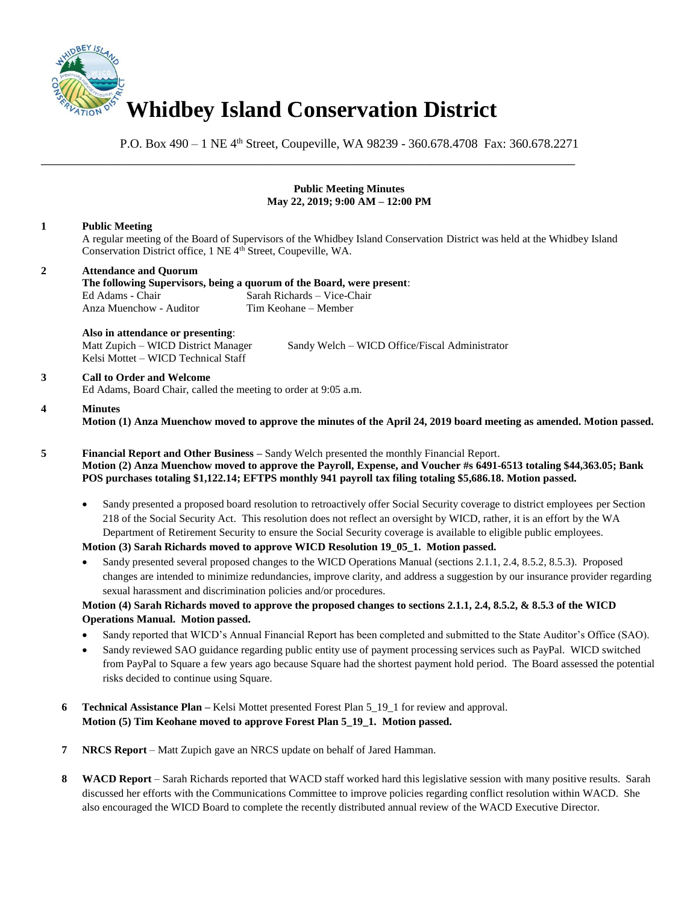# Whidbey Island Conservation District

P.O. Box 490 – 1 NE 4th Street, Coupeville, WA 98239 - 360.678.4708 Fax: 360.678.2271

---

**Public Meeting Minutes**
**May 22, 2019; 9:00 AM – 12:00 PM**

**1 Public Meeting**

A regular meeting of the Board of Supervisors of the Whidbey Island Conservation District was held at the Whidbey Island Conservation District office, 1 NE 4th Street, Coupeville, WA.

**2 Attendance and Quorum**

**The following Supervisors, being a quorum of the Board, were present**:

Ed Adams - Chair — Sarah Richards – Vice-Chair
Anza Muenchow - Auditor — Tim Keohane – Member

**Also in attendance or presenting**:

Matt Zupich – WICD District Manager — Sandy Welch – WICD Office/Fiscal Administrator
Kelsi Mottet – WICD Technical Staff

**3 Call to Order and Welcome**

Ed Adams, Board Chair, called the meeting to order at 9:05 a.m.

**4 Minutes**

**Motion (1) Anza Muenchow moved to approve the minutes of the April 24, 2019 board meeting as amended. Motion passed.**

**5 Financial Report and Other Business –** Sandy Welch presented the monthly Financial Report.

**Motion (2) Anza Muenchow moved to approve the Payroll, Expense, and Voucher #s 6491-6513 totaling $44,363.05; Bank POS purchases totaling $1,122.14; EFTPS monthly 941 payroll tax filing totaling $5,686.18. Motion passed.**

- Sandy presented a proposed board resolution to retroactively offer Social Security coverage to district employees per Section 218 of the Social Security Act. This resolution does not reflect an oversight by WICD, rather, it is an effort by the WA Department of Retirement Security to ensure the Social Security coverage is available to eligible public employees.

**Motion (3) Sarah Richards moved to approve WICD Resolution 19_05_1. Motion passed.**

- Sandy presented several proposed changes to the WICD Operations Manual (sections 2.1.1, 2.4, 8.5.2, 8.5.3). Proposed changes are intended to minimize redundancies, improve clarity, and address a suggestion by our insurance provider regarding sexual harassment and discrimination policies and/or procedures.

**Motion (4) Sarah Richards moved to approve the proposed changes to sections 2.1.1, 2.4, 8.5.2, & 8.5.3 of the WICD Operations Manual. Motion passed.**

- Sandy reported that WICD's Annual Financial Report has been completed and submitted to the State Auditor's Office (SAO).
- Sandy reviewed SAO guidance regarding public entity use of payment processing services such as PayPal. WICD switched from PayPal to Square a few years ago because Square had the shortest payment hold period. The Board assessed the potential risks decided to continue using Square.

**6 Technical Assistance Plan –** Kelsi Mottet presented Forest Plan 5_19_1 for review and approval.

**Motion (5) Tim Keohane moved to approve Forest Plan 5_19_1. Motion passed.**

**7 NRCS Report** – Matt Zupich gave an NRCS update on behalf of Jared Hamman.

**8 WACD Report** – Sarah Richards reported that WACD staff worked hard this legislative session with many positive results. Sarah discussed her efforts with the Communications Committee to improve policies regarding conflict resolution within WACD. She also encouraged the WICD Board to complete the recently distributed annual review of the WACD Executive Director.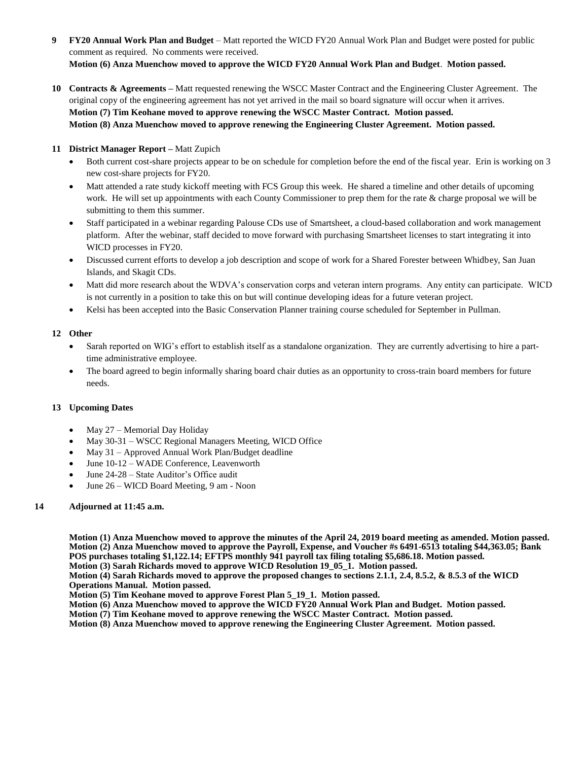**9 FY20 Annual Work Plan and Budget** – Matt reported the WICD FY20 Annual Work Plan and Budget were posted for public comment as required. No comments were received.
**Motion (6) Anza Muenchow moved to approve the WICD FY20 Annual Work Plan and Budget**. **Motion passed.**

**10 Contracts & Agreements –** Matt requested renewing the WSCC Master Contract and the Engineering Cluster Agreement. The original copy of the engineering agreement has not yet arrived in the mail so board signature will occur when it arrives.
**Motion (7) Tim Keohane moved to approve renewing the WSCC Master Contract. Motion passed.**
**Motion (8) Anza Muenchow moved to approve renewing the Engineering Cluster Agreement. Motion passed.**

**11 District Manager Report –** Matt Zupich

- Both current cost-share projects appear to be on schedule for completion before the end of the fiscal year. Erin is working on 3 new cost-share projects for FY20.
- Matt attended a rate study kickoff meeting with FCS Group this week. He shared a timeline and other details of upcoming work. He will set up appointments with each County Commissioner to prep them for the rate & charge proposal we will be submitting to them this summer.
- Staff participated in a webinar regarding Palouse CDs use of Smartsheet, a cloud-based collaboration and work management platform. After the webinar, staff decided to move forward with purchasing Smartsheet licenses to start integrating it into WICD processes in FY20.
- Discussed current efforts to develop a job description and scope of work for a Shared Forester between Whidbey, San Juan Islands, and Skagit CDs.
- Matt did more research about the WDVA's conservation corps and veteran intern programs. Any entity can participate. WICD is not currently in a position to take this on but will continue developing ideas for a future veteran project.
- Kelsi has been accepted into the Basic Conservation Planner training course scheduled for September in Pullman.

**12 Other**

- Sarah reported on WIG's effort to establish itself as a standalone organization. They are currently advertising to hire a part-time administrative employee.
- The board agreed to begin informally sharing board chair duties as an opportunity to cross-train board members for future needs.

**13 Upcoming Dates**

- May 27 – Memorial Day Holiday
- May 30-31 – WSCC Regional Managers Meeting, WICD Office
- May 31 – Approved Annual Work Plan/Budget deadline
- June 10-12 – WADE Conference, Leavenworth
- June 24-28 – State Auditor's Office audit
- June 26 – WICD Board Meeting, 9 am - Noon

**14 Adjourned at 11:45 a.m.**

**Motion (1) Anza Muenchow moved to approve the minutes of the April 24, 2019 board meeting as amended. Motion passed.**
**Motion (2) Anza Muenchow moved to approve the Payroll, Expense, and Voucher #s 6491-6513 totaling $44,363.05; Bank POS purchases totaling $1,122.14; EFTPS monthly 941 payroll tax filing totaling $5,686.18. Motion passed.**
**Motion (3) Sarah Richards moved to approve WICD Resolution 19_05_1. Motion passed.**
**Motion (4) Sarah Richards moved to approve the proposed changes to sections 2.1.1, 2.4, 8.5.2, & 8.5.3 of the WICD Operations Manual. Motion passed.**
**Motion (5) Tim Keohane moved to approve Forest Plan 5_19_1. Motion passed.**
**Motion (6) Anza Muenchow moved to approve the WICD FY20 Annual Work Plan and Budget. Motion passed.**
**Motion (7) Tim Keohane moved to approve renewing the WSCC Master Contract. Motion passed.**
**Motion (8) Anza Muenchow moved to approve renewing the Engineering Cluster Agreement. Motion passed.**